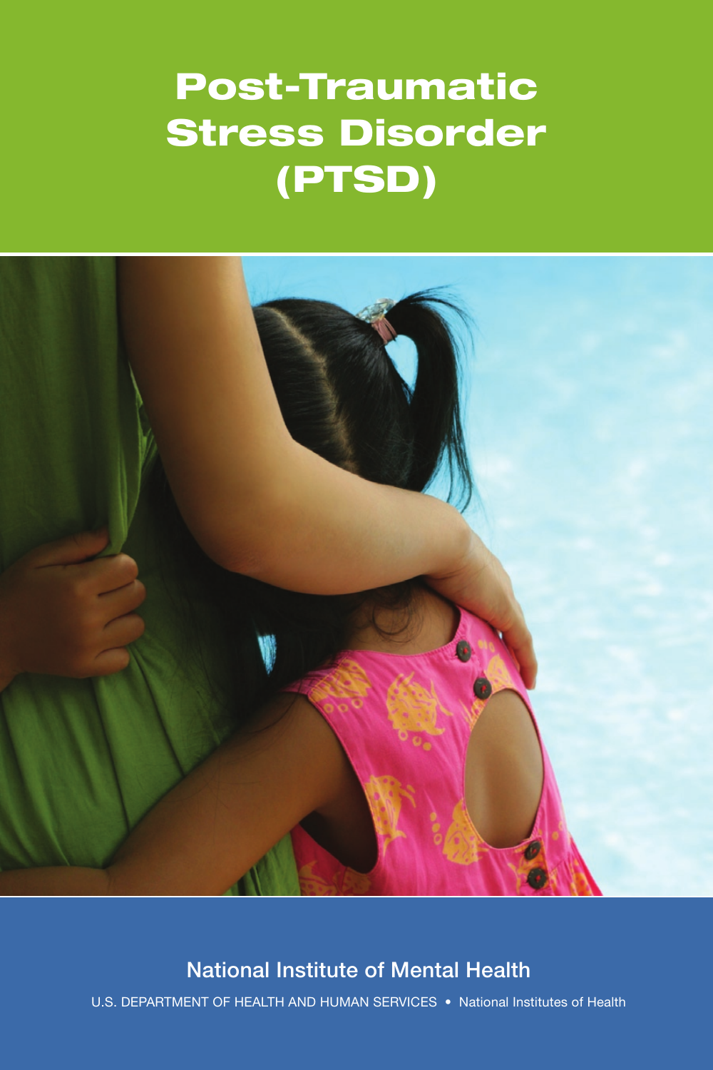# Post-Traumatic Stress Disorder (PTSD)

National Institute of Mental Health

U.S. DEPARTMENT OF HEALTH AND HUMAN SERVICES • National Institutes of Health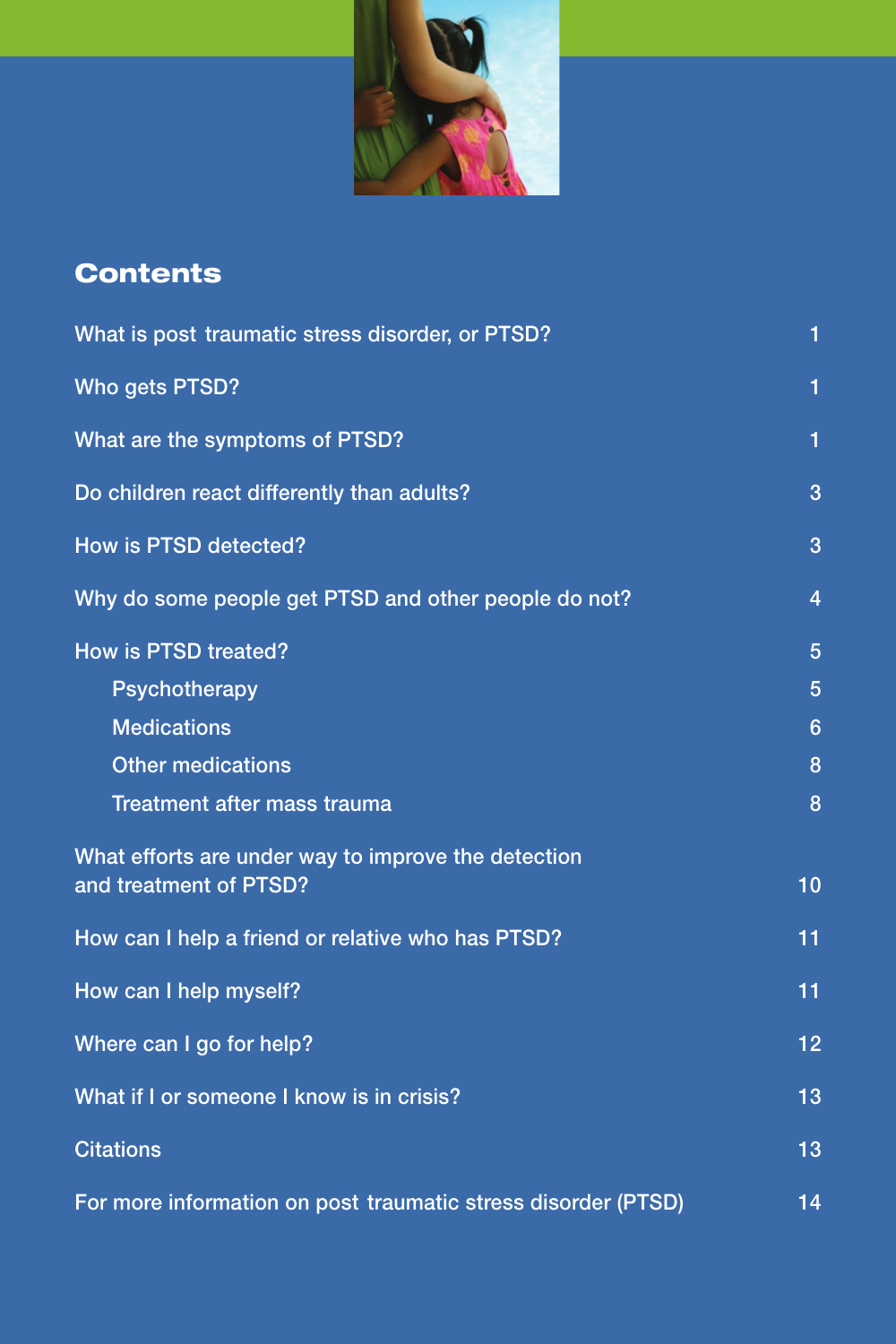## Contents

| | |
|---|---|
| What is post traumatic stress disorder, or PTSD? | 1 |
| Who gets PTSD? | 1 |
| What are the symptoms of PTSD? | 1 |
| Do children react differently than adults? | 3 |
| How is PTSD detected? | 3 |
| Why do some people get PTSD and other people do not? | 4 |
| How is PTSD treated? | 5 |
| Psychotherapy | 5 |
| Medications | 6 |
| Other medications | 8 |
| Treatment after mass trauma | 8 |
| What efforts are under way to improve the detection and treatment of PTSD? | 10 |
| How can I help a friend or relative who has PTSD? | 11 |
| How can I help myself? | 11 |
| Where can I go for help? | 12 |
| What if I or someone I know is in crisis? | 13 |
| Citations | 13 |
| For more information on post traumatic stress disorder (PTSD) | 14 |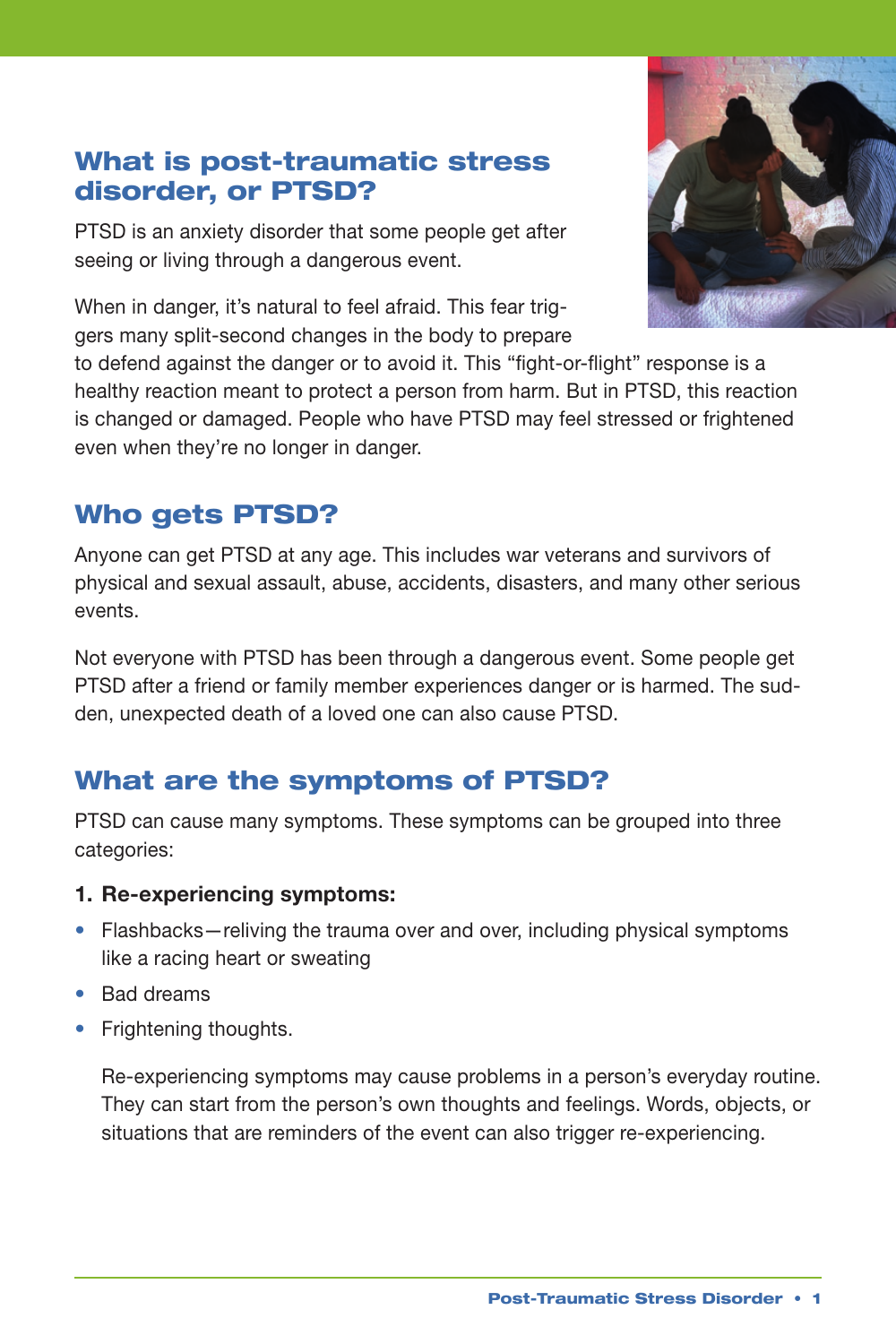## What is post-traumatic stress disorder, or PTSD?

PTSD is an anxiety disorder that some people get after seeing or living through a dangerous event.

When in danger, it's natural to feel afraid. This fear triggers many split-second changes in the body to prepare to defend against the danger or to avoid it. This "fight-or-flight" response is a healthy reaction meant to protect a person from harm. But in PTSD, this reaction is changed or damaged. People who have PTSD may feel stressed or frightened even when they're no longer in danger.

## Who gets PTSD?

Anyone can get PTSD at any age. This includes war veterans and survivors of physical and sexual assault, abuse, accidents, disasters, and many other serious events.

Not everyone with PTSD has been through a dangerous event. Some people get PTSD after a friend or family member experiences danger or is harmed. The sudden, unexpected death of a loved one can also cause PTSD.

## What are the symptoms of PTSD?

PTSD can cause many symptoms. These symptoms can be grouped into three categories:

**1. Re-experiencing symptoms:**

- Flashbacks—reliving the trauma over and over, including physical symptoms like a racing heart or sweating
- Bad dreams
- Frightening thoughts.

Re-experiencing symptoms may cause problems in a person's everyday routine. They can start from the person's own thoughts and feelings. Words, objects, or situations that are reminders of the event can also trigger re-experiencing.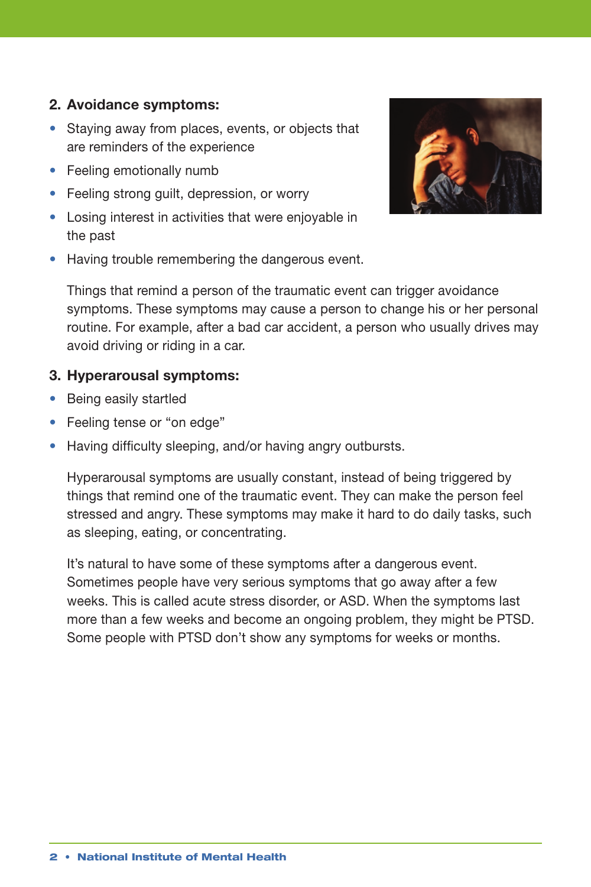**2. Avoidance symptoms:**

- Staying away from places, events, or objects that are reminders of the experience
- Feeling emotionally numb
- Feeling strong guilt, depression, or worry
- Losing interest in activities that were enjoyable in the past
- Having trouble remembering the dangerous event.

Things that remind a person of the traumatic event can trigger avoidance symptoms. These symptoms may cause a person to change his or her personal routine. For example, after a bad car accident, a person who usually drives may avoid driving or riding in a car.

**3. Hyperarousal symptoms:**

- Being easily startled
- Feeling tense or "on edge"
- Having difficulty sleeping, and/or having angry outbursts.

Hyperarousal symptoms are usually constant, instead of being triggered by things that remind one of the traumatic event. They can make the person feel stressed and angry. These symptoms may make it hard to do daily tasks, such as sleeping, eating, or concentrating.

It's natural to have some of these symptoms after a dangerous event. Sometimes people have very serious symptoms that go away after a few weeks. This is called acute stress disorder, or ASD. When the symptoms last more than a few weeks and become an ongoing problem, they might be PTSD. Some people with PTSD don't show any symptoms for weeks or months.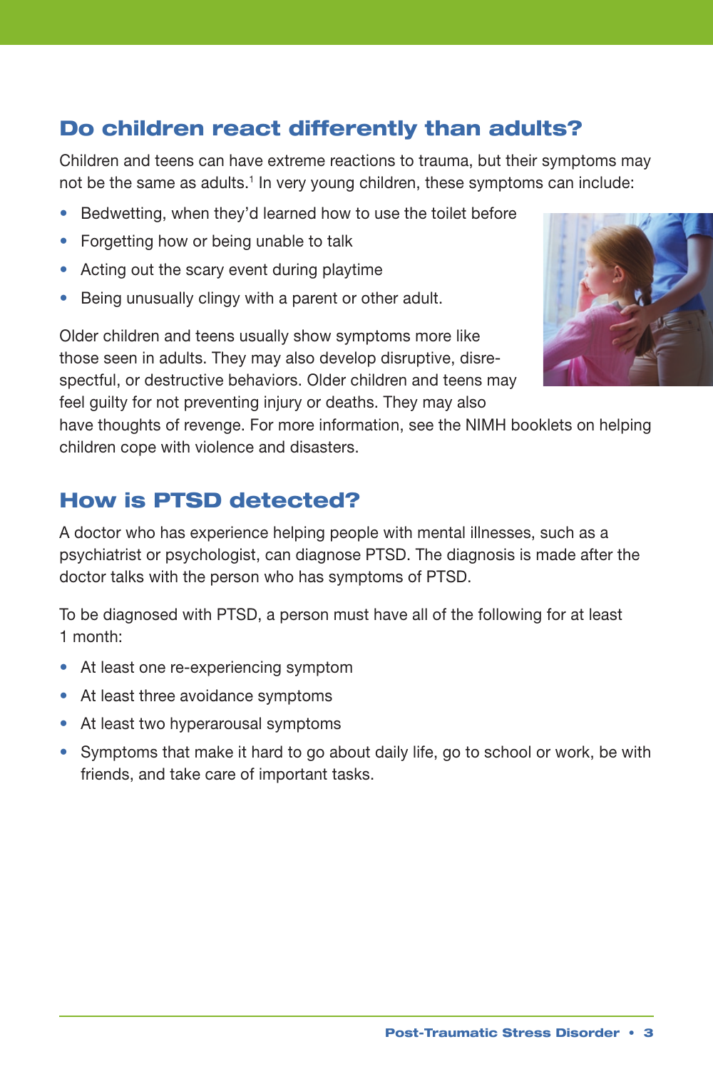## Do children react differently than adults?

Children and teens can have extreme reactions to trauma, but their symptoms may not be the same as adults.[1] In very young children, these symptoms can include:

- Bedwetting, when they'd learned how to use the toilet before
- Forgetting how or being unable to talk
- Acting out the scary event during playtime
- Being unusually clingy with a parent or other adult.

Older children and teens usually show symptoms more like those seen in adults. They may also develop disruptive, disrespectful, or destructive behaviors. Older children and teens may feel guilty for not preventing injury or deaths. They may also have thoughts of revenge. For more information, see the NIMH booklets on helping children cope with violence and disasters.

## How is PTSD detected?

A doctor who has experience helping people with mental illnesses, such as a psychiatrist or psychologist, can diagnose PTSD. The diagnosis is made after the doctor talks with the person who has symptoms of PTSD.

To be diagnosed with PTSD, a person must have all of the following for at least 1 month:

- At least one re-experiencing symptom
- At least three avoidance symptoms
- At least two hyperarousal symptoms
- Symptoms that make it hard to go about daily life, go to school or work, be with friends, and take care of important tasks.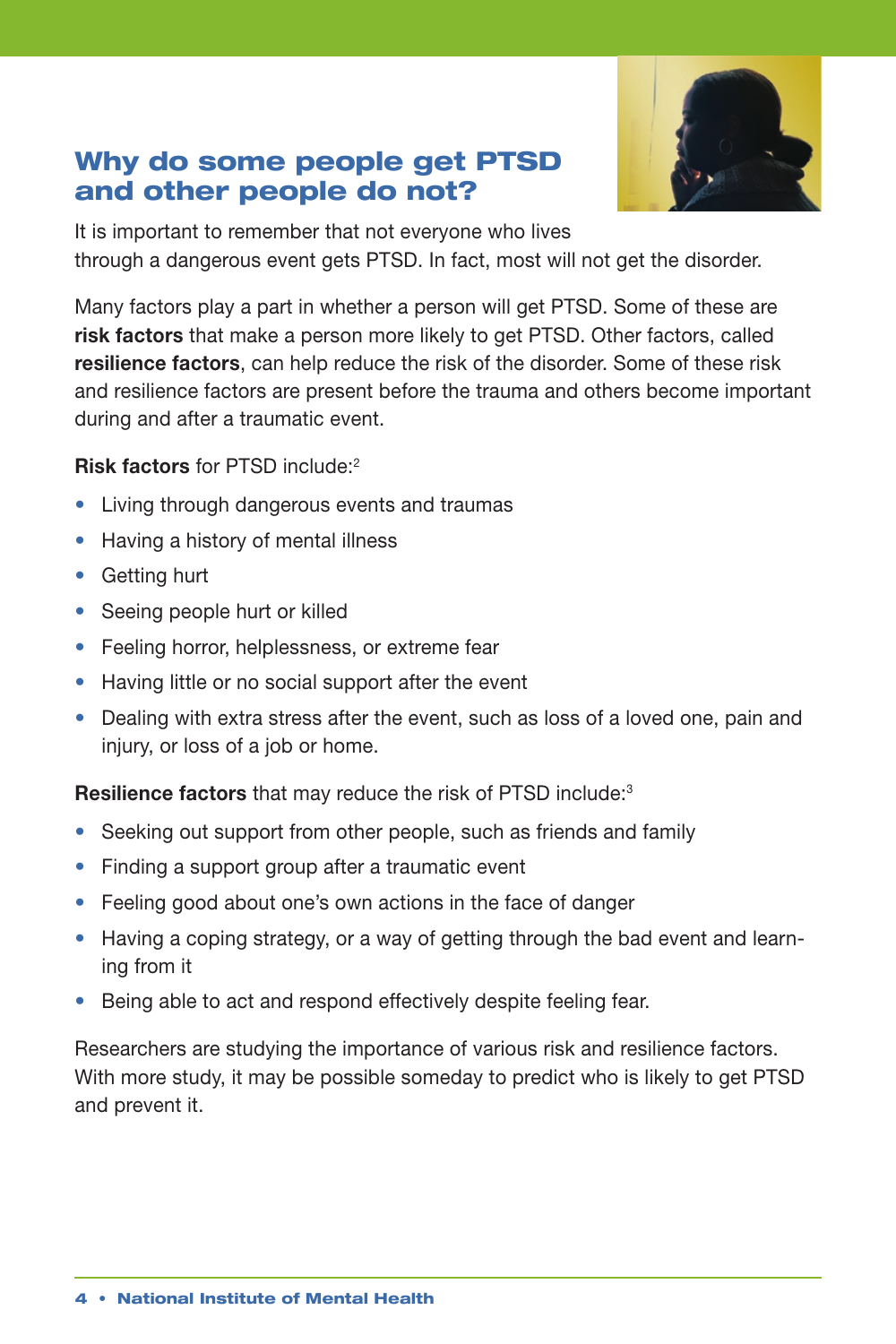## Why do some people get PTSD and other people do not?

It is important to remember that not everyone who lives through a dangerous event gets PTSD. In fact, most will not get the disorder.

Many factors play a part in whether a person will get PTSD. Some of these are **risk factors** that make a person more likely to get PTSD. Other factors, called **resilience factors**, can help reduce the risk of the disorder. Some of these risk and resilience factors are present before the trauma and others become important during and after a traumatic event.

**Risk factors** for PTSD include:[2]

- Living through dangerous events and traumas
- Having a history of mental illness
- Getting hurt
- Seeing people hurt or killed
- Feeling horror, helplessness, or extreme fear
- Having little or no social support after the event
- Dealing with extra stress after the event, such as loss of a loved one, pain and injury, or loss of a job or home.

**Resilience factors** that may reduce the risk of PTSD include:[3]

- Seeking out support from other people, such as friends and family
- Finding a support group after a traumatic event
- Feeling good about one's own actions in the face of danger
- Having a coping strategy, or a way of getting through the bad event and learning from it
- Being able to act and respond effectively despite feeling fear.

Researchers are studying the importance of various risk and resilience factors. With more study, it may be possible someday to predict who is likely to get PTSD and prevent it.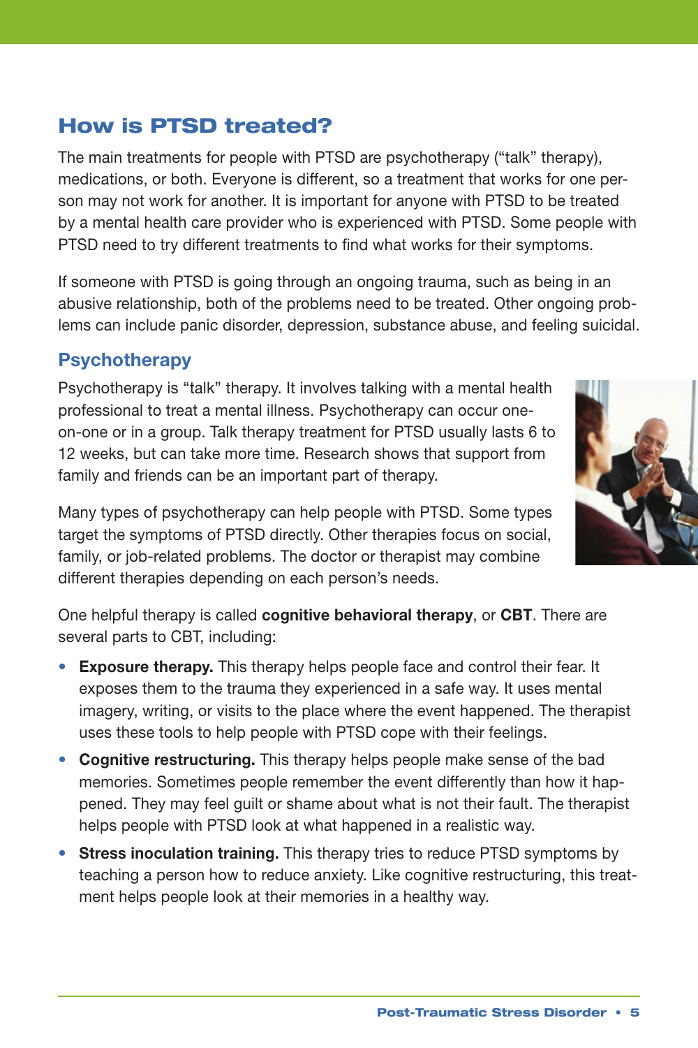## How is PTSD treated?

The main treatments for people with PTSD are psychotherapy ("talk" therapy), medications, or both. Everyone is different, so a treatment that works for one person may not work for another. It is important for anyone with PTSD to be treated by a mental health care provider who is experienced with PTSD. Some people with PTSD need to try different treatments to find what works for their symptoms.

If someone with PTSD is going through an ongoing trauma, such as being in an abusive relationship, both of the problems need to be treated. Other ongoing problems can include panic disorder, depression, substance abuse, and feeling suicidal.

### Psychotherapy

Psychotherapy is "talk" therapy. It involves talking with a mental health professional to treat a mental illness. Psychotherapy can occur one-on-one or in a group. Talk therapy treatment for PTSD usually lasts 6 to 12 weeks, but can take more time. Research shows that support from family and friends can be an important part of therapy.

Many types of psychotherapy can help people with PTSD. Some types target the symptoms of PTSD directly. Other therapies focus on social, family, or job-related problems. The doctor or therapist may combine different therapies depending on each person's needs.

One helpful therapy is called **cognitive behavioral therapy**, or **CBT**. There are several parts to CBT, including:

- **Exposure therapy.** This therapy helps people face and control their fear. It exposes them to the trauma they experienced in a safe way. It uses mental imagery, writing, or visits to the place where the event happened. The therapist uses these tools to help people with PTSD cope with their feelings.
- **Cognitive restructuring.** This therapy helps people make sense of the bad memories. Sometimes people remember the event differently than how it happened. They may feel guilt or shame about what is not their fault. The therapist helps people with PTSD look at what happened in a realistic way.
- **Stress inoculation training.** This therapy tries to reduce PTSD symptoms by teaching a person how to reduce anxiety. Like cognitive restructuring, this treatment helps people look at their memories in a healthy way.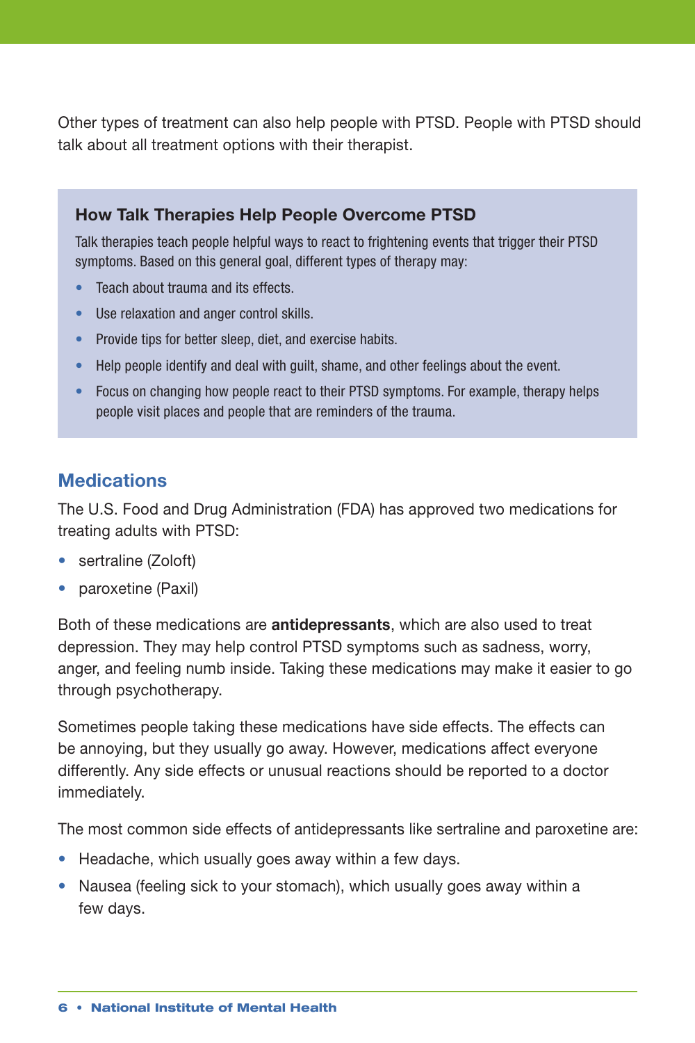Other types of treatment can also help people with PTSD. People with PTSD should talk about all treatment options with their therapist.

### How Talk Therapies Help People Overcome PTSD

Talk therapies teach people helpful ways to react to frightening events that trigger their PTSD symptoms. Based on this general goal, different types of therapy may:

- Teach about trauma and its effects.
- Use relaxation and anger control skills.
- Provide tips for better sleep, diet, and exercise habits.
- Help people identify and deal with guilt, shame, and other feelings about the event.
- Focus on changing how people react to their PTSD symptoms. For example, therapy helps people visit places and people that are reminders of the trauma.

## Medications

The U.S. Food and Drug Administration (FDA) has approved two medications for treating adults with PTSD:

- sertraline (Zoloft)
- paroxetine (Paxil)

Both of these medications are **antidepressants**, which are also used to treat depression. They may help control PTSD symptoms such as sadness, worry, anger, and feeling numb inside. Taking these medications may make it easier to go through psychotherapy.

Sometimes people taking these medications have side effects. The effects can be annoying, but they usually go away. However, medications affect everyone differently. Any side effects or unusual reactions should be reported to a doctor immediately.

The most common side effects of antidepressants like sertraline and paroxetine are:

- Headache, which usually goes away within a few days.
- Nausea (feeling sick to your stomach), which usually goes away within a few days.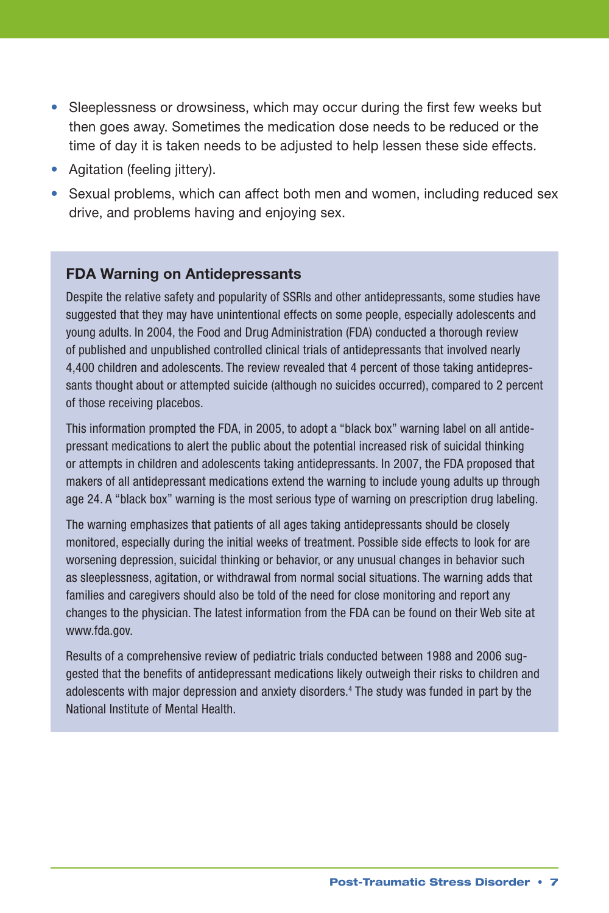- Sleeplessness or drowsiness, which may occur during the first few weeks but then goes away. Sometimes the medication dose needs to be reduced or the time of day it is taken needs to be adjusted to help lessen these side effects.
- Agitation (feeling jittery).
- Sexual problems, which can affect both men and women, including reduced sex drive, and problems having and enjoying sex.

### FDA Warning on Antidepressants

Despite the relative safety and popularity of SSRIs and other antidepressants, some studies have suggested that they may have unintentional effects on some people, especially adolescents and young adults. In 2004, the Food and Drug Administration (FDA) conducted a thorough review of published and unpublished controlled clinical trials of antidepressants that involved nearly 4,400 children and adolescents. The review revealed that 4 percent of those taking antidepressants thought about or attempted suicide (although no suicides occurred), compared to 2 percent of those receiving placebos.

This information prompted the FDA, in 2005, to adopt a "black box" warning label on all antidepressant medications to alert the public about the potential increased risk of suicidal thinking or attempts in children and adolescents taking antidepressants. In 2007, the FDA proposed that makers of all antidepressant medications extend the warning to include young adults up through age 24. A "black box" warning is the most serious type of warning on prescription drug labeling.

The warning emphasizes that patients of all ages taking antidepressants should be closely monitored, especially during the initial weeks of treatment. Possible side effects to look for are worsening depression, suicidal thinking or behavior, or any unusual changes in behavior such as sleeplessness, agitation, or withdrawal from normal social situations. The warning adds that families and caregivers should also be told of the need for close monitoring and report any changes to the physician. The latest information from the FDA can be found on their Web site at www.fda.gov.

Results of a comprehensive review of pediatric trials conducted between 1988 and 2006 suggested that the benefits of antidepressant medications likely outweigh their risks to children and adolescents with major depression and anxiety disorders.[4] The study was funded in part by the National Institute of Mental Health.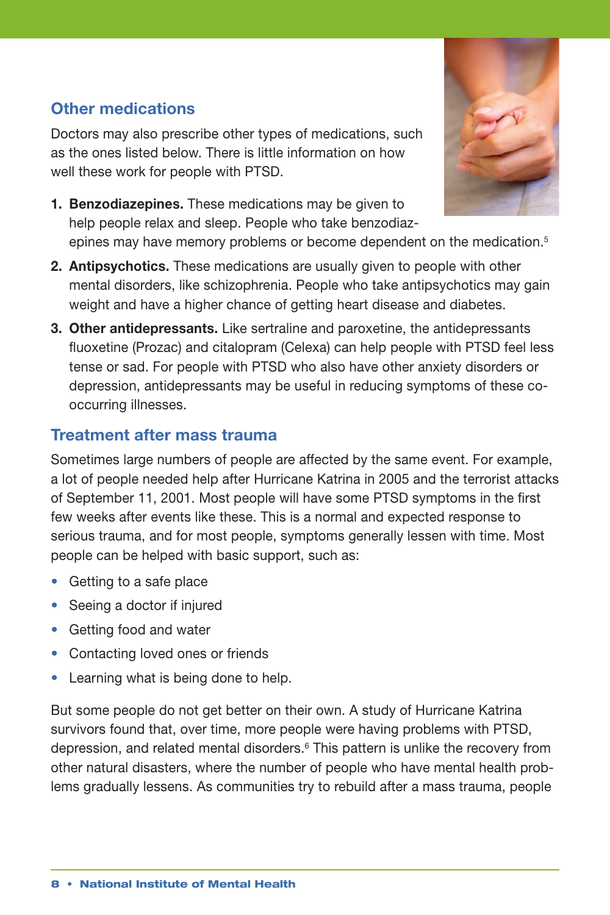## Other medications

Doctors may also prescribe other types of medications, such as the ones listed below. There is little information on how well these work for people with PTSD.

1. **Benzodiazepines.** These medications may be given to help people relax and sleep. People who take benzodiazepines may have memory problems or become dependent on the medication.[5]
2. **Antipsychotics.** These medications are usually given to people with other mental disorders, like schizophrenia. People who take antipsychotics may gain weight and have a higher chance of getting heart disease and diabetes.
3. **Other antidepressants.** Like sertraline and paroxetine, the antidepressants fluoxetine (Prozac) and citalopram (Celexa) can help people with PTSD feel less tense or sad. For people with PTSD who also have other anxiety disorders or depression, antidepressants may be useful in reducing symptoms of these co-occurring illnesses.

## Treatment after mass trauma

Sometimes large numbers of people are affected by the same event. For example, a lot of people needed help after Hurricane Katrina in 2005 and the terrorist attacks of September 11, 2001. Most people will have some PTSD symptoms in the first few weeks after events like these. This is a normal and expected response to serious trauma, and for most people, symptoms generally lessen with time. Most people can be helped with basic support, such as:

- Getting to a safe place
- Seeing a doctor if injured
- Getting food and water
- Contacting loved ones or friends
- Learning what is being done to help.

But some people do not get better on their own. A study of Hurricane Katrina survivors found that, over time, more people were having problems with PTSD, depression, and related mental disorders.[6] This pattern is unlike the recovery from other natural disasters, where the number of people who have mental health problems gradually lessens. As communities try to rebuild after a mass trauma, people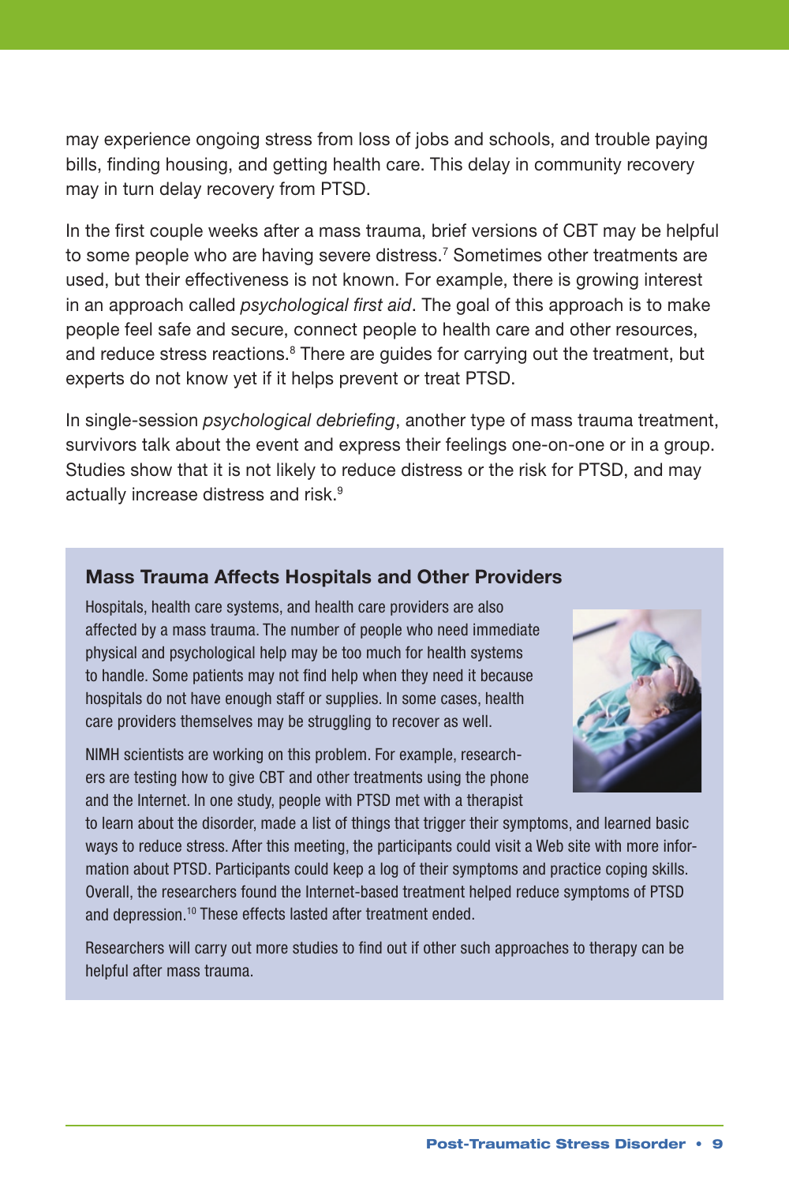may experience ongoing stress from loss of jobs and schools, and trouble paying bills, finding housing, and getting health care. This delay in community recovery may in turn delay recovery from PTSD.

In the first couple weeks after a mass trauma, brief versions of CBT may be helpful to some people who are having severe distress.[7] Sometimes other treatments are used, but their effectiveness is not known. For example, there is growing interest in an approach called *psychological first aid*. The goal of this approach is to make people feel safe and secure, connect people to health care and other resources, and reduce stress reactions.[8] There are guides for carrying out the treatment, but experts do not know yet if it helps prevent or treat PTSD.

In single-session *psychological debriefing*, another type of mass trauma treatment, survivors talk about the event and express their feelings one-on-one or in a group. Studies show that it is not likely to reduce distress or the risk for PTSD, and may actually increase distress and risk.[9]

### Mass Trauma Affects Hospitals and Other Providers

Hospitals, health care systems, and health care providers are also affected by a mass trauma. The number of people who need immediate physical and psychological help may be too much for health systems to handle. Some patients may not find help when they need it because hospitals do not have enough staff or supplies. In some cases, health care providers themselves may be struggling to recover as well.

NIMH scientists are working on this problem. For example, researchers are testing how to give CBT and other treatments using the phone and the Internet. In one study, people with PTSD met with a therapist to learn about the disorder, made a list of things that trigger their symptoms, and learned basic ways to reduce stress. After this meeting, the participants could visit a Web site with more information about PTSD. Participants could keep a log of their symptoms and practice coping skills. Overall, the researchers found the Internet-based treatment helped reduce symptoms of PTSD and depression.[10] These effects lasted after treatment ended.

Researchers will carry out more studies to find out if other such approaches to therapy can be helpful after mass trauma.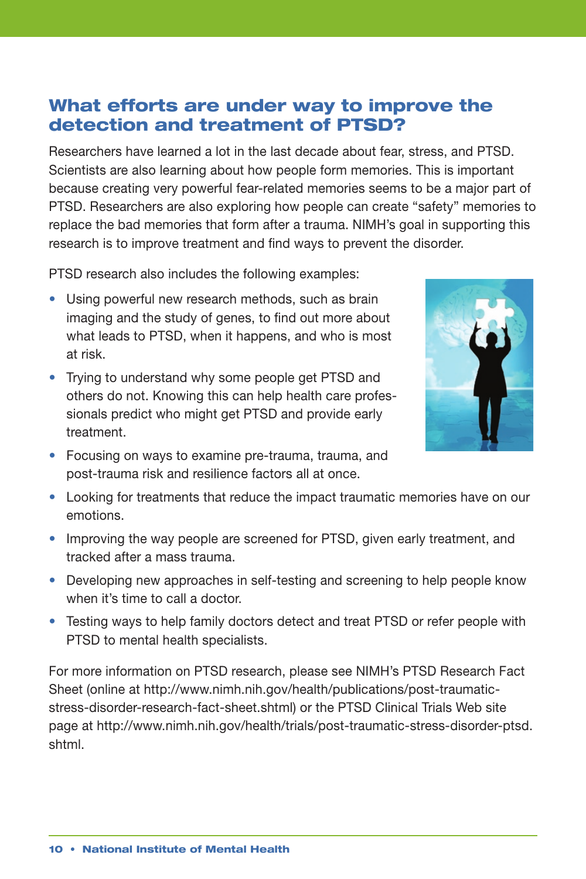## What efforts are under way to improve the detection and treatment of PTSD?

Researchers have learned a lot in the last decade about fear, stress, and PTSD. Scientists are also learning about how people form memories. This is important because creating very powerful fear-related memories seems to be a major part of PTSD. Researchers are also exploring how people can create "safety" memories to replace the bad memories that form after a trauma. NIMH's goal in supporting this research is to improve treatment and find ways to prevent the disorder.

PTSD research also includes the following examples:

- Using powerful new research methods, such as brain imaging and the study of genes, to find out more about what leads to PTSD, when it happens, and who is most at risk.
- Trying to understand why some people get PTSD and others do not. Knowing this can help health care professionals predict who might get PTSD and provide early treatment.
- Focusing on ways to examine pre-trauma, trauma, and post-trauma risk and resilience factors all at once.
- Looking for treatments that reduce the impact traumatic memories have on our emotions.
- Improving the way people are screened for PTSD, given early treatment, and tracked after a mass trauma.
- Developing new approaches in self-testing and screening to help people know when it's time to call a doctor.
- Testing ways to help family doctors detect and treat PTSD or refer people with PTSD to mental health specialists.

For more information on PTSD research, please see NIMH's PTSD Research Fact Sheet (online at http://www.nimh.nih.gov/health/publications/post-traumatic-stress-disorder-research-fact-sheet.shtml) or the PTSD Clinical Trials Web site page at http://www.nimh.nih.gov/health/trials/post-traumatic-stress-disorder-ptsd.shtml.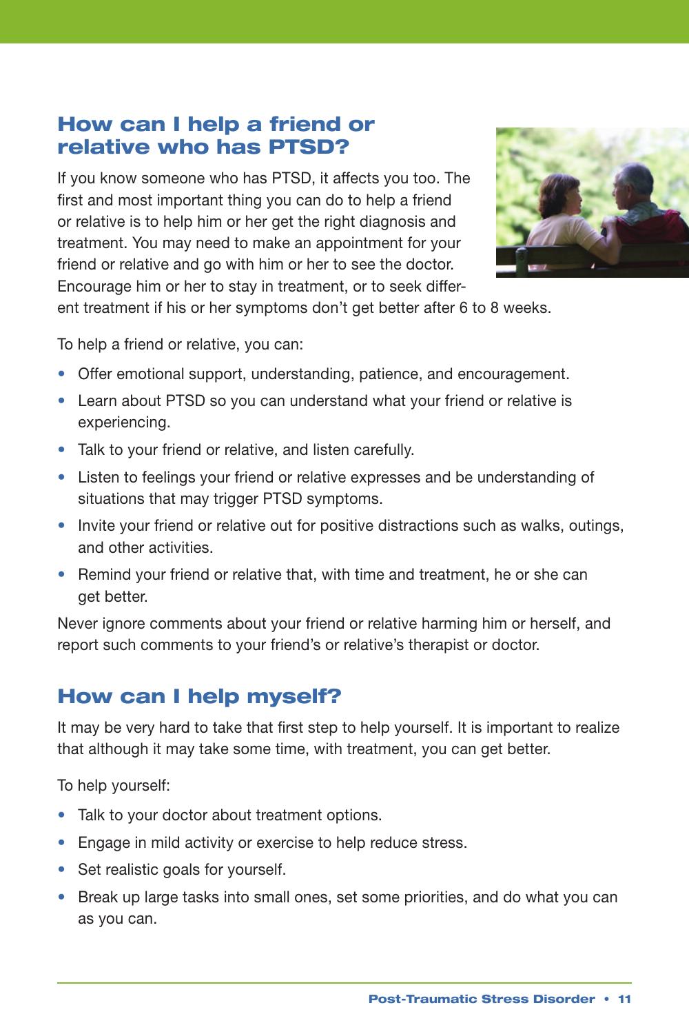## How can I help a friend or relative who has PTSD?

If you know someone who has PTSD, it affects you too. The first and most important thing you can do to help a friend or relative is to help him or her get the right diagnosis and treatment. You may need to make an appointment for your friend or relative and go with him or her to see the doctor. Encourage him or her to stay in treatment, or to seek different treatment if his or her symptoms don't get better after 6 to 8 weeks.

To help a friend or relative, you can:

- Offer emotional support, understanding, patience, and encouragement.
- Learn about PTSD so you can understand what your friend or relative is experiencing.
- Talk to your friend or relative, and listen carefully.
- Listen to feelings your friend or relative expresses and be understanding of situations that may trigger PTSD symptoms.
- Invite your friend or relative out for positive distractions such as walks, outings, and other activities.
- Remind your friend or relative that, with time and treatment, he or she can get better.

Never ignore comments about your friend or relative harming him or herself, and report such comments to your friend's or relative's therapist or doctor.

## How can I help myself?

It may be very hard to take that first step to help yourself. It is important to realize that although it may take some time, with treatment, you can get better.

To help yourself:

- Talk to your doctor about treatment options.
- Engage in mild activity or exercise to help reduce stress.
- Set realistic goals for yourself.
- Break up large tasks into small ones, set some priorities, and do what you can as you can.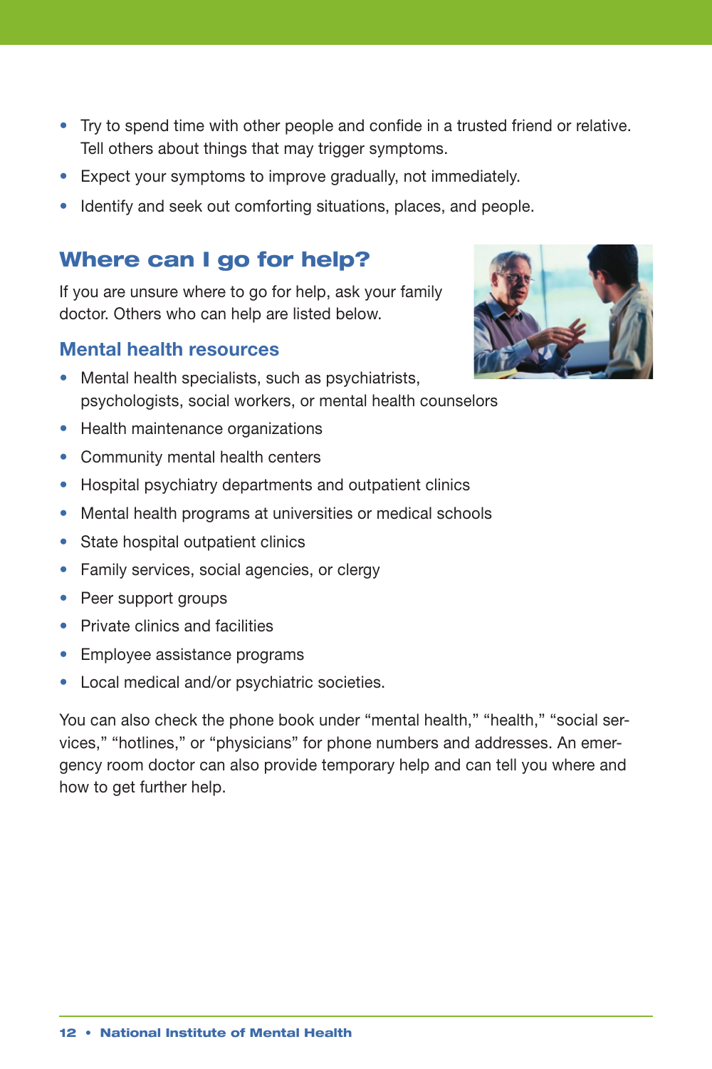- Try to spend time with other people and confide in a trusted friend or relative. Tell others about things that may trigger symptoms.
- Expect your symptoms to improve gradually, not immediately.
- Identify and seek out comforting situations, places, and people.

## Where can I go for help?

If you are unsure where to go for help, ask your family doctor. Others who can help are listed below.

### Mental health resources

- Mental health specialists, such as psychiatrists, psychologists, social workers, or mental health counselors
- Health maintenance organizations
- Community mental health centers
- Hospital psychiatry departments and outpatient clinics
- Mental health programs at universities or medical schools
- State hospital outpatient clinics
- Family services, social agencies, or clergy
- Peer support groups
- Private clinics and facilities
- Employee assistance programs
- Local medical and/or psychiatric societies.

You can also check the phone book under "mental health," "health," "social services," "hotlines," or "physicians" for phone numbers and addresses. An emergency room doctor can also provide temporary help and can tell you where and how to get further help.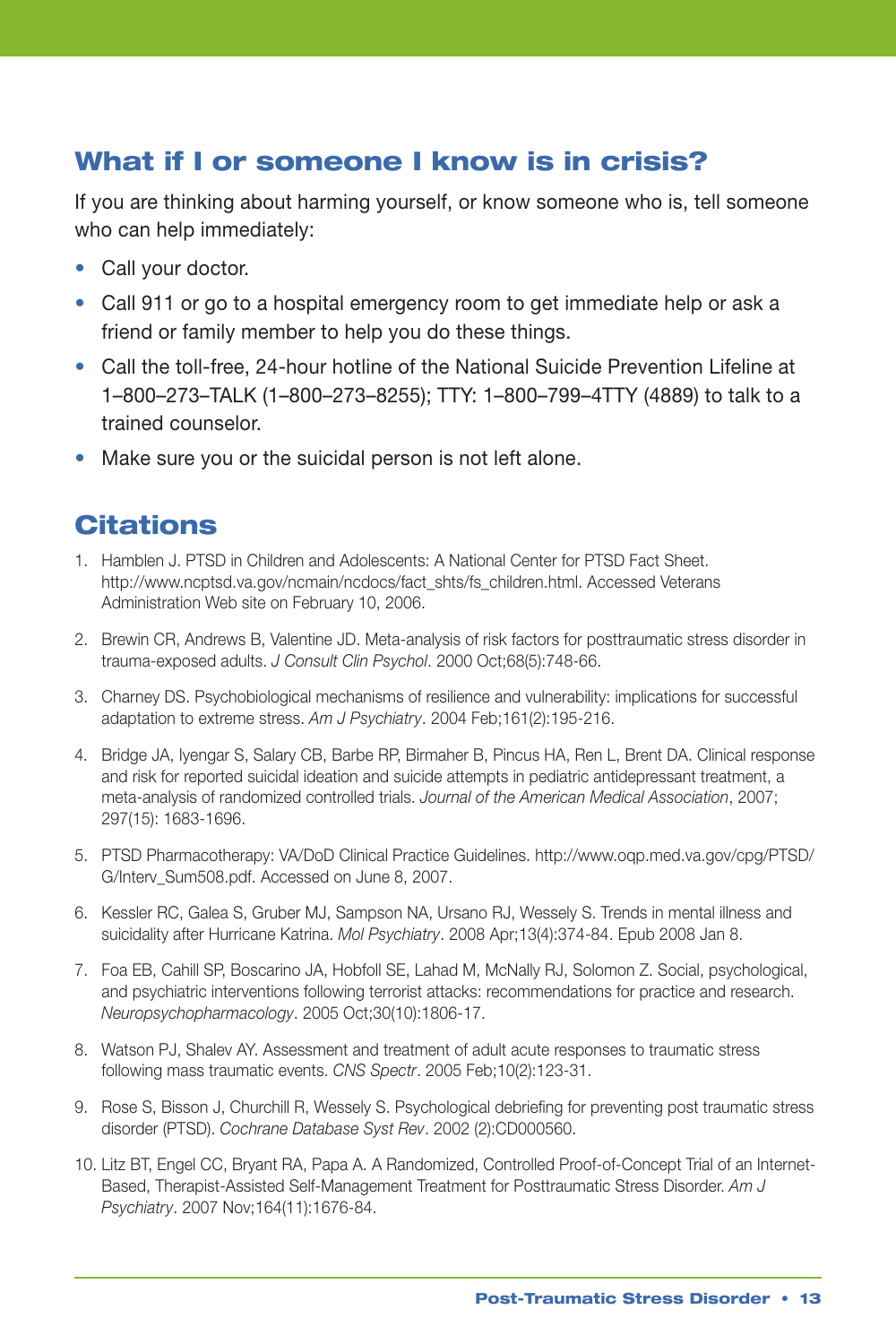## What if I or someone I know is in crisis?

If you are thinking about harming yourself, or know someone who is, tell someone who can help immediately:

- Call your doctor.
- Call 911 or go to a hospital emergency room to get immediate help or ask a friend or family member to help you do these things.
- Call the toll-free, 24-hour hotline of the National Suicide Prevention Lifeline at 1–800–273–TALK (1–800–273–8255); TTY: 1–800–799–4TTY (4889) to talk to a trained counselor.
- Make sure you or the suicidal person is not left alone.

## Citations

1. Hamblen J. PTSD in Children and Adolescents: A National Center for PTSD Fact Sheet. http://www.ncptsd.va.gov/ncmain/ncdocs/fact_shts/fs_children.html. Accessed Veterans Administration Web site on February 10, 2006.
2. Brewin CR, Andrews B, Valentine JD. Meta-analysis of risk factors for posttraumatic stress disorder in trauma-exposed adults. *J Consult Clin Psychol*. 2000 Oct;68(5):748-66.
3. Charney DS. Psychobiological mechanisms of resilience and vulnerability: implications for successful adaptation to extreme stress. *Am J Psychiatry*. 2004 Feb;161(2):195-216.
4. Bridge JA, Iyengar S, Salary CB, Barbe RP, Birmaher B, Pincus HA, Ren L, Brent DA. Clinical response and risk for reported suicidal ideation and suicide attempts in pediatric antidepressant treatment, a meta-analysis of randomized controlled trials. *Journal of the American Medical Association*, 2007; 297(15): 1683-1696.
5. PTSD Pharmacotherapy: VA/DoD Clinical Practice Guidelines. http://www.oqp.med.va.gov/cpg/PTSD/G/Interv_Sum508.pdf. Accessed on June 8, 2007.
6. Kessler RC, Galea S, Gruber MJ, Sampson NA, Ursano RJ, Wessely S. Trends in mental illness and suicidality after Hurricane Katrina. *Mol Psychiatry*. 2008 Apr;13(4):374-84. Epub 2008 Jan 8.
7. Foa EB, Cahill SP, Boscarino JA, Hobfoll SE, Lahad M, McNally RJ, Solomon Z. Social, psychological, and psychiatric interventions following terrorist attacks: recommendations for practice and research. *Neuropsychopharmacology*. 2005 Oct;30(10):1806-17.
8. Watson PJ, Shalev AY. Assessment and treatment of adult acute responses to traumatic stress following mass traumatic events. *CNS Spectr*. 2005 Feb;10(2):123-31.
9. Rose S, Bisson J, Churchill R, Wessely S. Psychological debriefing for preventing post traumatic stress disorder (PTSD). *Cochrane Database Syst Rev*. 2002 (2):CD000560.
10. Litz BT, Engel CC, Bryant RA, Papa A. A Randomized, Controlled Proof-of-Concept Trial of an Internet-Based, Therapist-Assisted Self-Management Treatment for Posttraumatic Stress Disorder. *Am J Psychiatry*. 2007 Nov;164(11):1676-84.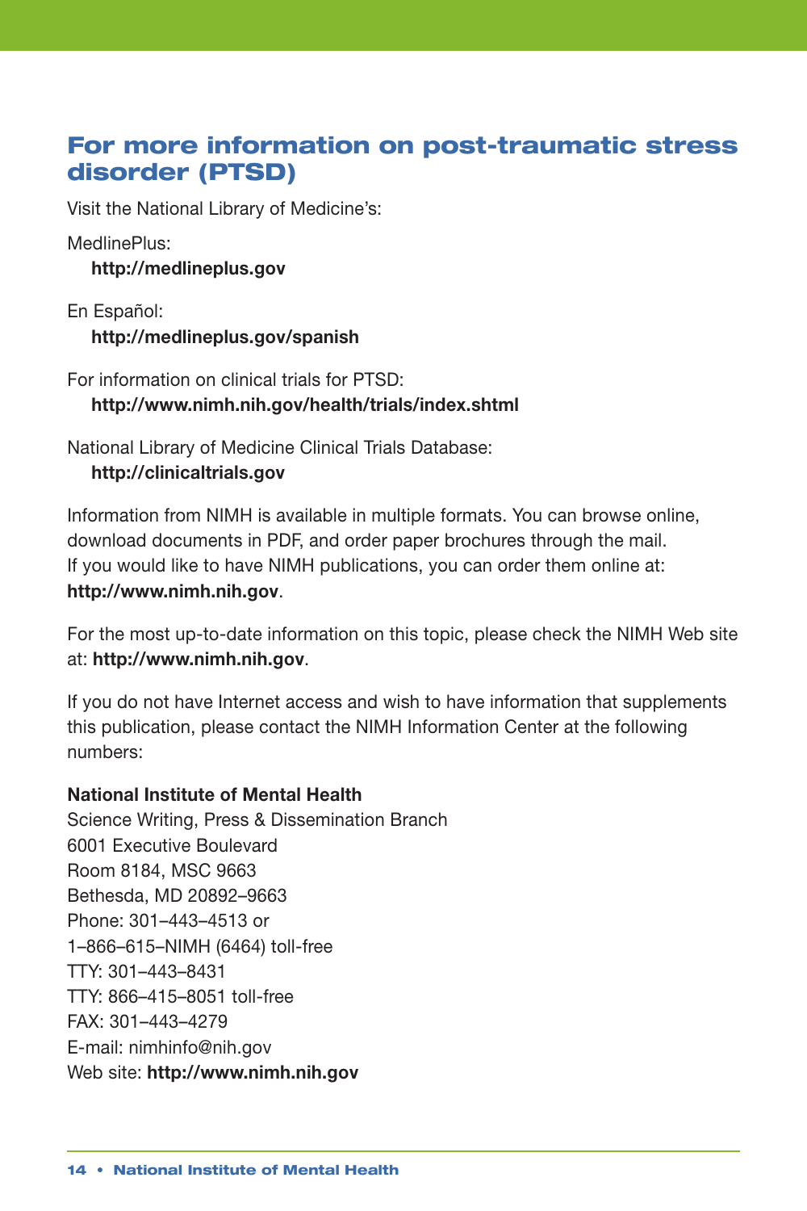## For more information on post-traumatic stress disorder (PTSD)

Visit the National Library of Medicine's:

MedlinePlus:
**http://medlineplus.gov**

En Español:
**http://medlineplus.gov/spanish**

For information on clinical trials for PTSD:
**http://www.nimh.nih.gov/health/trials/index.shtml**

National Library of Medicine Clinical Trials Database:
**http://clinicaltrials.gov**

Information from NIMH is available in multiple formats. You can browse online, download documents in PDF, and order paper brochures through the mail. If you would like to have NIMH publications, you can order them online at: **http://www.nimh.nih.gov**.

For the most up-to-date information on this topic, please check the NIMH Web site at: **http://www.nimh.nih.gov**.

If you do not have Internet access and wish to have information that supplements this publication, please contact the NIMH Information Center at the following numbers:

**National Institute of Mental Health**
Science Writing, Press & Dissemination Branch
6001 Executive Boulevard
Room 8184, MSC 9663
Bethesda, MD 20892–9663
Phone: 301–443–4513 or
1–866–615–NIMH (6464) toll-free
TTY: 301–443–8431
TTY: 866–415–8051 toll-free
FAX: 301–443–4279
E-mail: nimhinfo@nih.gov
Web site: **http://www.nimh.nih.gov**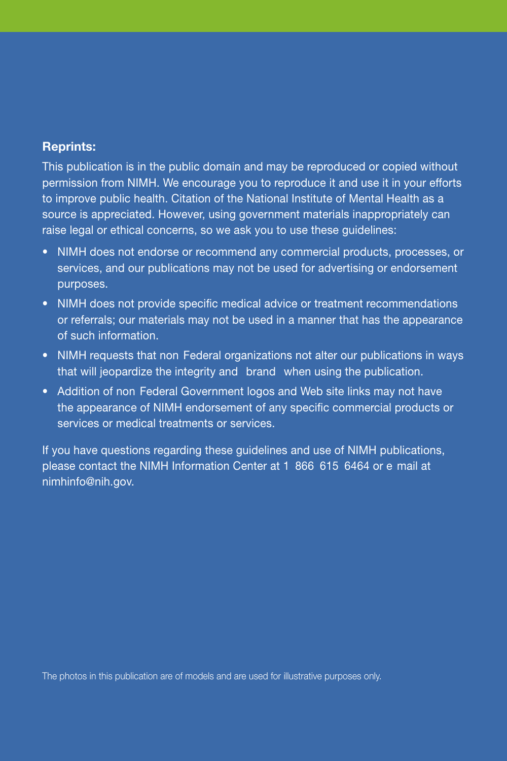**Reprints:**

This publication is in the public domain and may be reproduced or copied without permission from NIMH. We encourage you to reproduce it and use it in your efforts to improve public health. Citation of the National Institute of Mental Health as a source is appreciated. However, using government materials inappropriately can raise legal or ethical concerns, so we ask you to use these guidelines:

- NIMH does not endorse or recommend any commercial products, processes, or services, and our publications may not be used for advertising or endorsement purposes.
- NIMH does not provide specific medical advice or treatment recommendations or referrals; our materials may not be used in a manner that has the appearance of such information.
- NIMH requests that non Federal organizations not alter our publications in ways that will jeopardize the integrity and brand when using the publication.
- Addition of non Federal Government logos and Web site links may not have the appearance of NIMH endorsement of any specific commercial products or services or medical treatments or services.

If you have questions regarding these guidelines and use of NIMH publications, please contact the NIMH Information Center at 1 866 615 6464 or e mail at nimhinfo@nih.gov.

The photos in this publication are of models and are used for illustrative purposes only.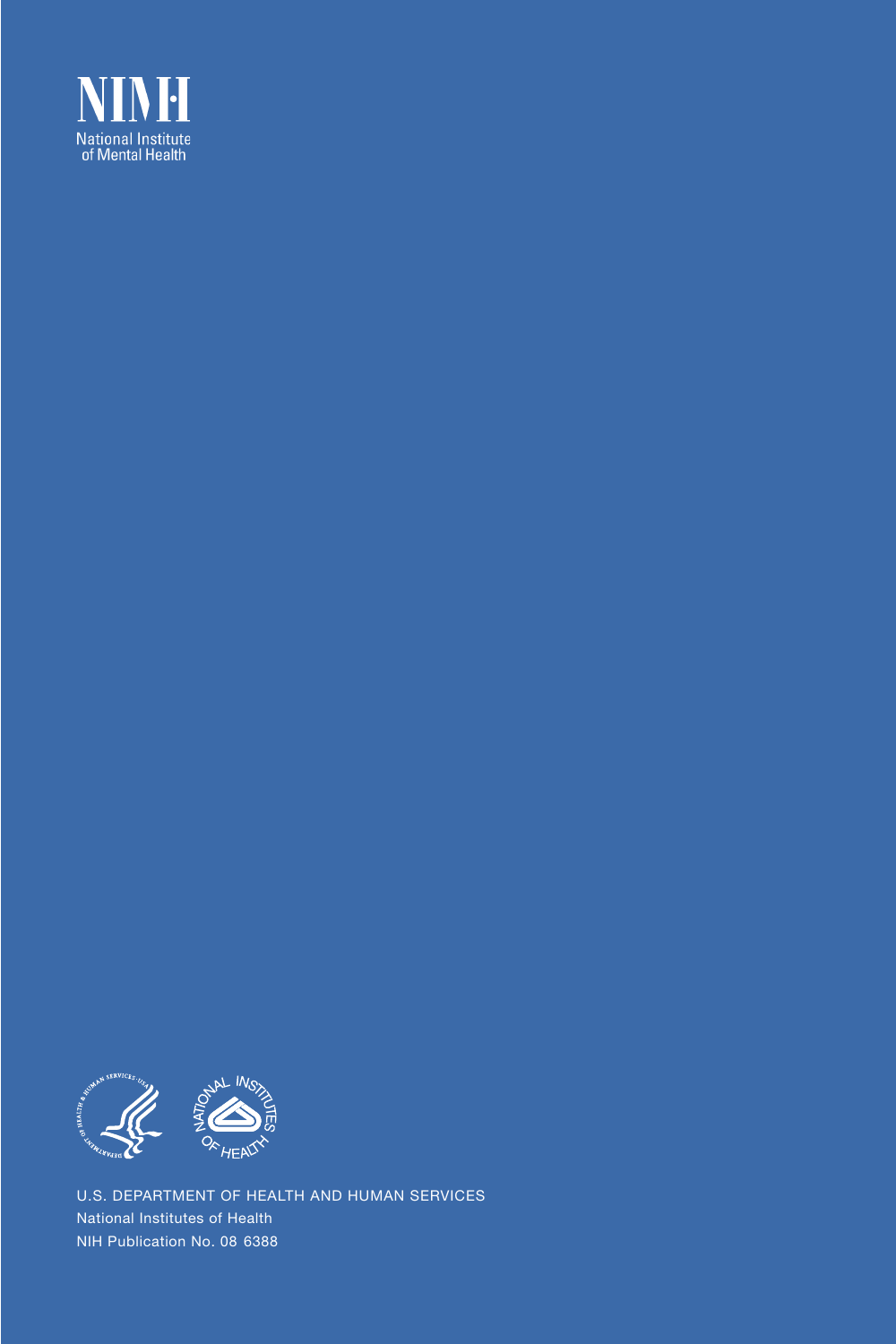NIMH

National Institute
of Mental Health

U.S. DEPARTMENT OF HEALTH AND HUMAN SERVICES
National Institutes of Health
NIH Publication No. 08 6388